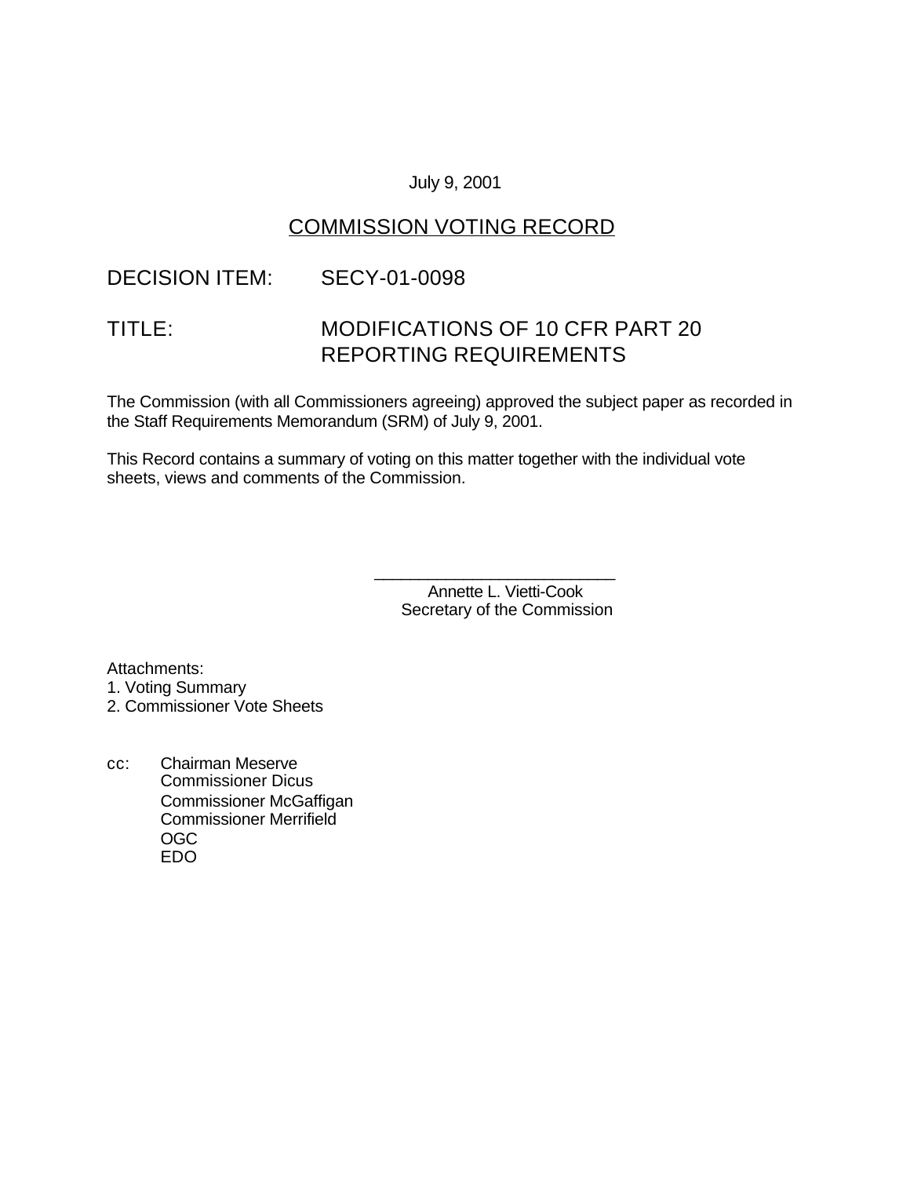July 9, 2001

## COMMISSION VOTING RECORD

DECISION ITEM: SECY-01-0098

TITLE: MODIFICATIONS OF 10 CFR PART 20 REPORTING REQUIREMENTS

The Commission (with all Commissioners agreeing) approved the subject paper as recorded in the Staff Requirements Memorandum (SRM) of July 9, 2001.

This Record contains a summary of voting on this matter together with the individual vote sheets, views and comments of the Commission.

\_\_\_\_\_\_\_\_\_\_\_\_\_\_\_\_\_\_\_\_\_\_\_\_\_\_\_\_
Annette L. Vietti-Cook
Secretary of the Commission

Attachments:
1. Voting Summary
2. Commissioner Vote Sheets

cc: Chairman Meserve
Commissioner Dicus
Commissioner McGaffigan
Commissioner Merrifield
OGC
EDO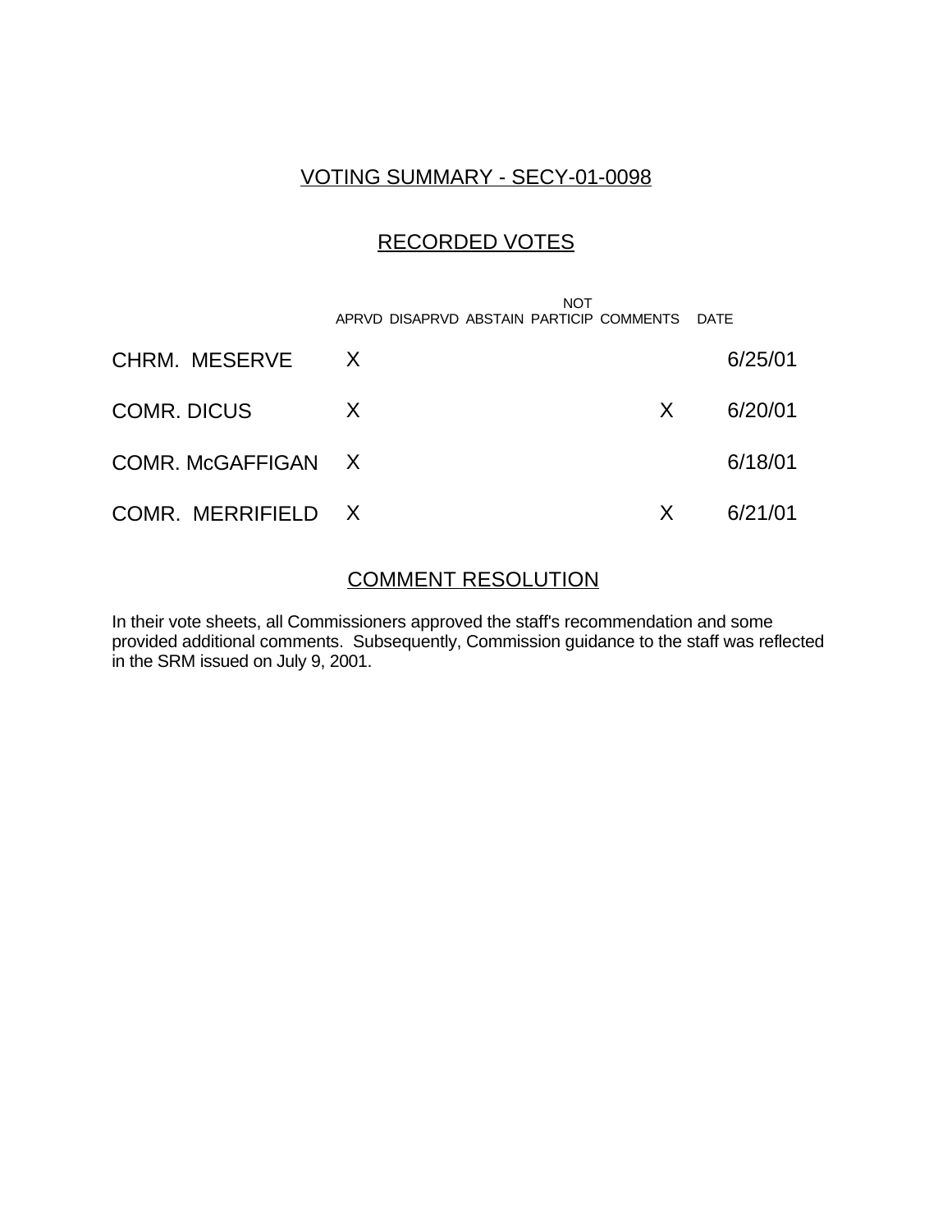## VOTING SUMMARY - SECY-01-0098

## RECORDED VOTES

| | APRVD | DISAPRVD | ABSTAIN | NOT PARTICIP | COMMENTS | DATE |
|---|---|---|---|---|---|---|
| CHRM. MESERVE | X | | | | | 6/25/01 |
| COMR. DICUS | X | | | | X | 6/20/01 |
| COMR. McGAFFIGAN | X | | | | | 6/18/01 |
| COMR. MERRIFIELD | X | | | | X | 6/21/01 |

## COMMENT RESOLUTION

In their vote sheets, all Commissioners approved the staff's recommendation and some provided additional comments. Subsequently, Commission guidance to the staff was reflected in the SRM issued on July 9, 2001.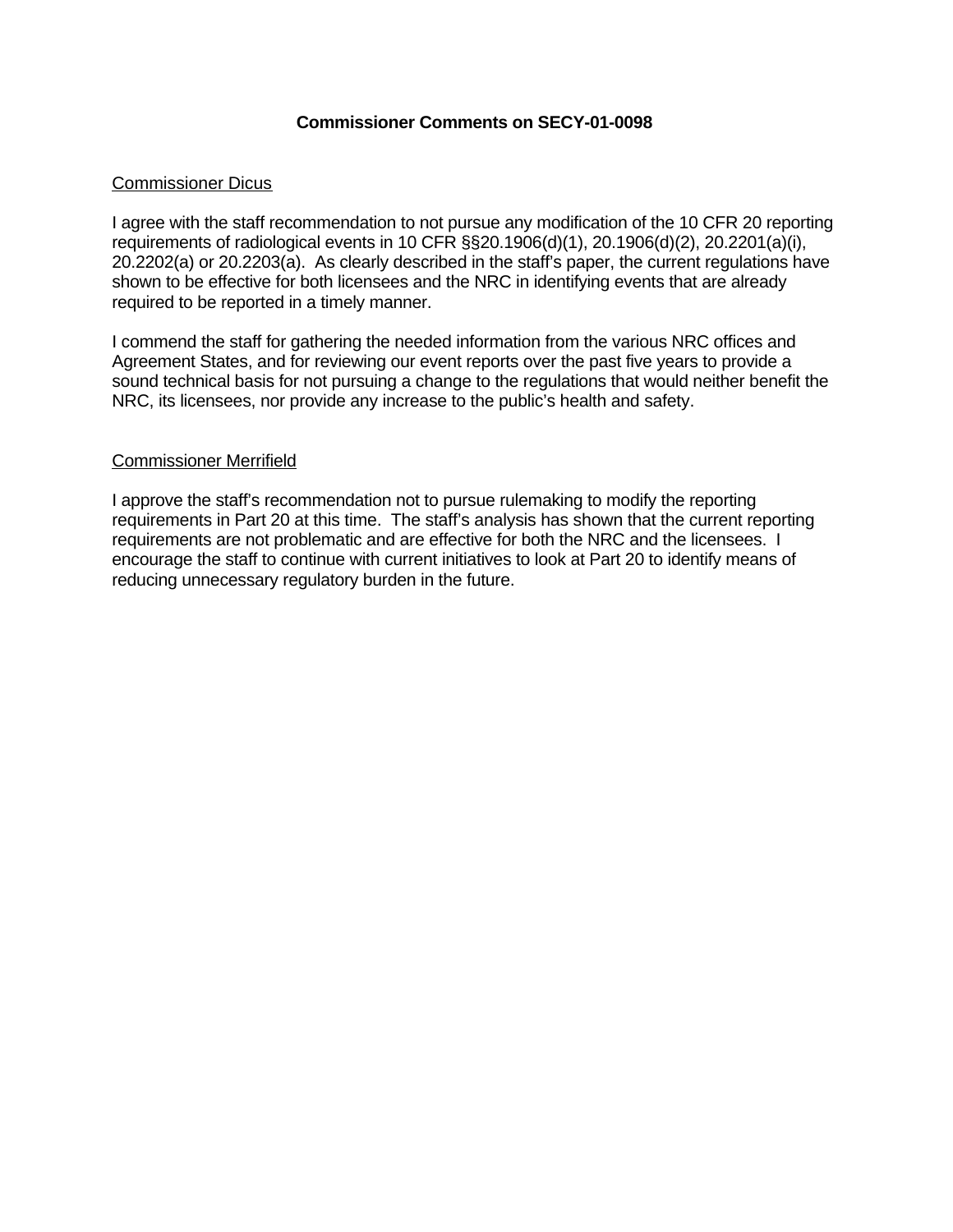**Commissioner Comments on SECY-01-0098**

Commissioner Dicus

I agree with the staff recommendation to not pursue any modification of the 10 CFR 20 reporting requirements of radiological events in 10 CFR §§20.1906(d)(1), 20.1906(d)(2), 20.2201(a)(i), 20.2202(a) or 20.2203(a). As clearly described in the staff's paper, the current regulations have shown to be effective for both licensees and the NRC in identifying events that are already required to be reported in a timely manner.

I commend the staff for gathering the needed information from the various NRC offices and Agreement States, and for reviewing our event reports over the past five years to provide a sound technical basis for not pursuing a change to the regulations that would neither benefit the NRC, its licensees, nor provide any increase to the public's health and safety.

Commissioner Merrifield

I approve the staff's recommendation not to pursue rulemaking to modify the reporting requirements in Part 20 at this time. The staff's analysis has shown that the current reporting requirements are not problematic and are effective for both the NRC and the licensees. I encourage the staff to continue with current initiatives to look at Part 20 to identify means of reducing unnecessary regulatory burden in the future.